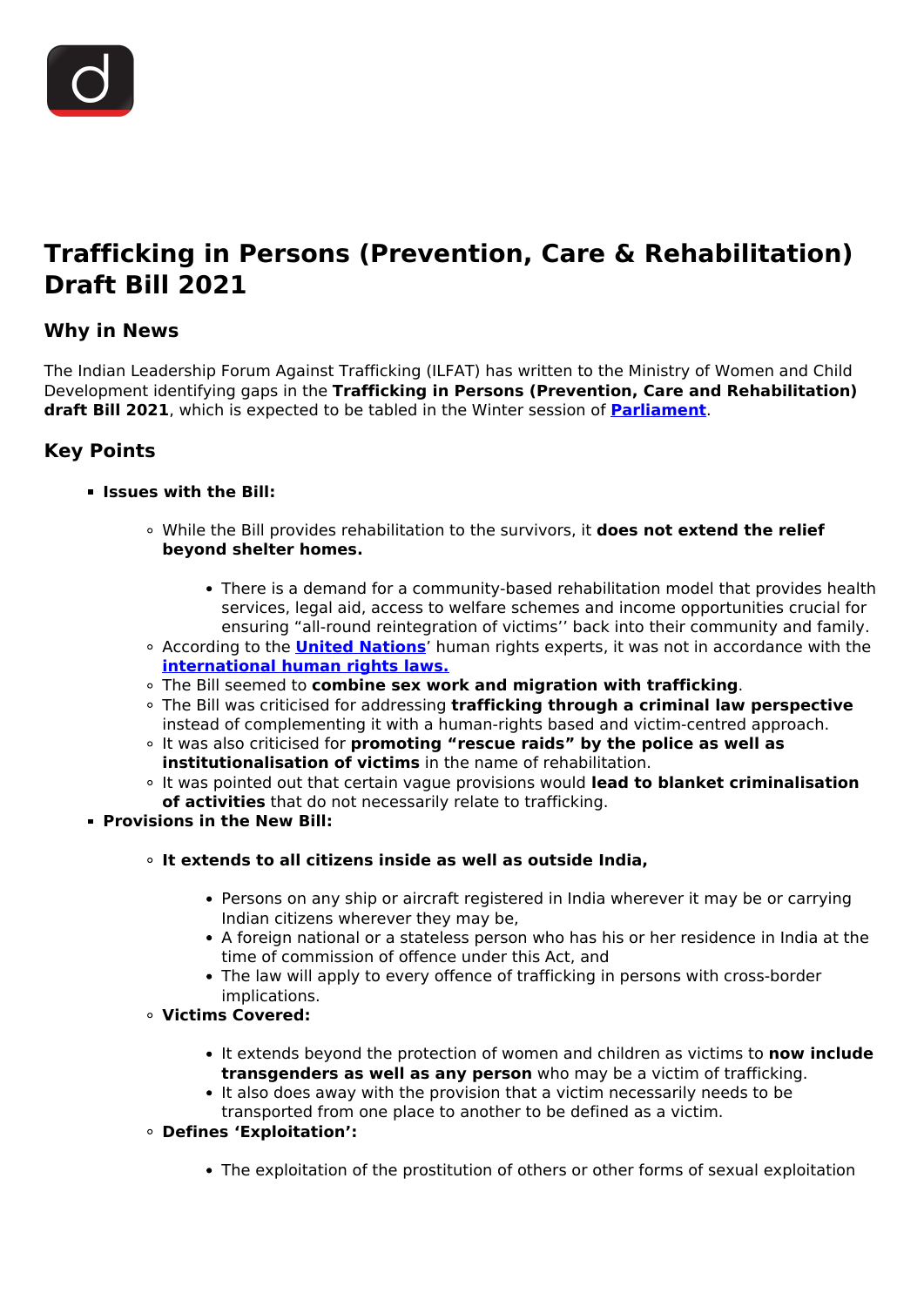# Trafficking in Persons (Prevention, Care & Rehabilitation) Draft Bill 2021

## Why in News

The Indian Leadership Forum Against Trafficking (ILFAT) has written to the Ministry of Women and Child Development identifying gaps in the **Trafficking in Persons (Prevention, Care and Rehabilitation) draft Bill 2021**, which is expected to be tabled in the Winter session of **Parliament**.

## Key Points

- **Issues with the Bill:**
  - While the Bill provides rehabilitation to the survivors, it **does not extend the relief beyond shelter homes.**
    - There is a demand for a community-based rehabilitation model that provides health services, legal aid, access to welfare schemes and income opportunities crucial for ensuring "all-round reintegration of victims'' back into their community and family.
  - According to the **United Nations**' human rights experts, it was not in accordance with the **international human rights laws.**
  - The Bill seemed to **combine sex work and migration with trafficking**.
  - The Bill was criticised for addressing **trafficking through a criminal law perspective** instead of complementing it with a human-rights based and victim-centred approach.
  - It was also criticised for **promoting "rescue raids" by the police as well as institutionalisation of victims** in the name of rehabilitation.
  - It was pointed out that certain vague provisions would **lead to blanket criminalisation of activities** that do not necessarily relate to trafficking.
- **Provisions in the New Bill:**
  - **It extends to all citizens inside as well as outside India,**
    - Persons on any ship or aircraft registered in India wherever it may be or carrying Indian citizens wherever they may be,
    - A foreign national or a stateless person who has his or her residence in India at the time of commission of offence under this Act, and
    - The law will apply to every offence of trafficking in persons with cross-border implications.
  - **Victims Covered:**
    - It extends beyond the protection of women and children as victims to **now include transgenders as well as any person** who may be a victim of trafficking.
    - It also does away with the provision that a victim necessarily needs to be transported from one place to another to be defined as a victim.
  - **Defines 'Exploitation':**
    - The exploitation of the prostitution of others or other forms of sexual exploitation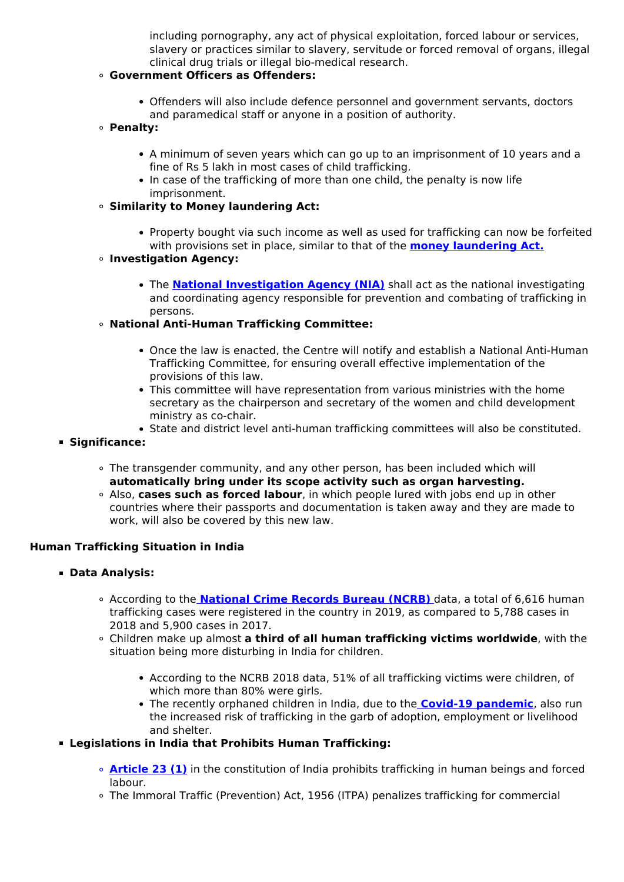including pornography, any act of physical exploitation, forced labour or services, slavery or practices similar to slavery, servitude or forced removal of organs, illegal clinical drug trials or illegal bio-medical research.

- **Government Officers as Offenders:**
    - Offenders will also include defence personnel and government servants, doctors and paramedical staff or anyone in a position of authority.
- **Penalty:**
    - A minimum of seven years which can go up to an imprisonment of 10 years and a fine of Rs 5 lakh in most cases of child trafficking.
    - In case of the trafficking of more than one child, the penalty is now life imprisonment.
- **Similarity to Money laundering Act:**
    - Property bought via such income as well as used for trafficking can now be forfeited with provisions set in place, similar to that of the **money laundering Act.**
- **Investigation Agency:**
    - The **National Investigation Agency (NIA)** shall act as the national investigating and coordinating agency responsible for prevention and combating of trafficking in persons.
- **National Anti-Human Trafficking Committee:**
    - Once the law is enacted, the Centre will notify and establish a National Anti-Human Trafficking Committee, for ensuring overall effective implementation of the provisions of this law.
    - This committee will have representation from various ministries with the home secretary as the chairperson and secretary of the women and child development ministry as co-chair.
    - State and district level anti-human trafficking committees will also be constituted.

- **Significance:**
    - The transgender community, and any other person, has been included which will **automatically bring under its scope activity such as organ harvesting.**
    - Also, **cases such as forced labour**, in which people lured with jobs end up in other countries where their passports and documentation is taken away and they are made to work, will also be covered by this new law.

**Human Trafficking Situation in India**

- **Data Analysis:**
    - According to the **National Crime Records Bureau (NCRB)** data, a total of 6,616 human trafficking cases were registered in the country in 2019, as compared to 5,788 cases in 2018 and 5,900 cases in 2017.
    - Children make up almost **a third of all human trafficking victims worldwide**, with the situation being more disturbing in India for children.
        - According to the NCRB 2018 data, 51% of all trafficking victims were children, of which more than 80% were girls.
        - The recently orphaned children in India, due to the **Covid-19 pandemic**, also run the increased risk of trafficking in the garb of adoption, employment or livelihood and shelter.
- **Legislations in India that Prohibits Human Trafficking:**
    - **Article 23 (1)** in the constitution of India prohibits trafficking in human beings and forced labour.
    - The Immoral Traffic (Prevention) Act, 1956 (ITPA) penalizes trafficking for commercial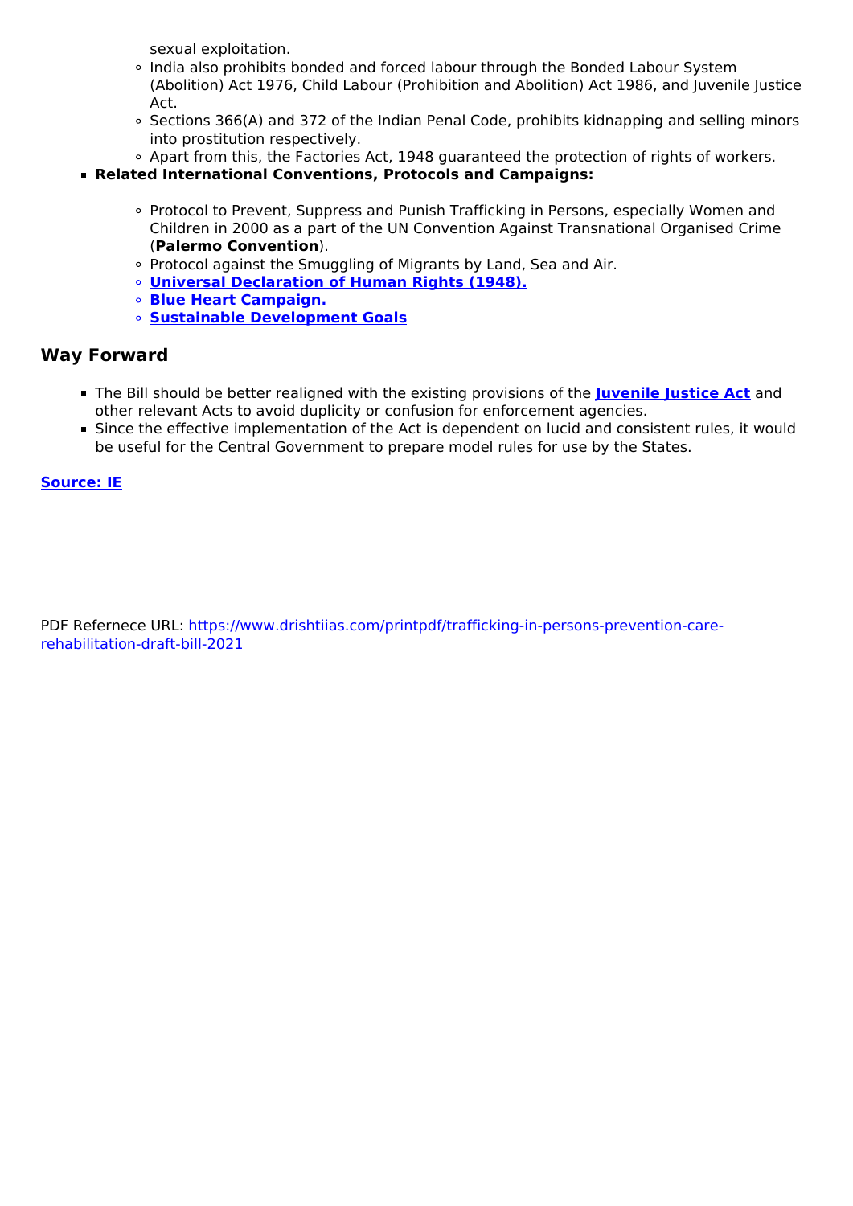sexual exploitation.
    - India also prohibits bonded and forced labour through the Bonded Labour System (Abolition) Act 1976, Child Labour (Prohibition and Abolition) Act 1986, and Juvenile Justice Act.
    - Sections 366(A) and 372 of the Indian Penal Code, prohibits kidnapping and selling minors into prostitution respectively.
    - Apart from this, the Factories Act, 1948 guaranteed the protection of rights of workers.
- **Related International Conventions, Protocols and Campaigns:**
    - Protocol to Prevent, Suppress and Punish Trafficking in Persons, especially Women and Children in 2000 as a part of the UN Convention Against Transnational Organised Crime (**Palermo Convention**).
    - Protocol against the Smuggling of Migrants by Land, Sea and Air.
    - **Universal Declaration of Human Rights (1948).**
    - **Blue Heart Campaign.**
    - **Sustainable Development Goals**

## Way Forward

- The Bill should be better realigned with the existing provisions of the **Juvenile Justice Act** and other relevant Acts to avoid duplicity or confusion for enforcement agencies.
- Since the effective implementation of the Act is dependent on lucid and consistent rules, it would be useful for the Central Government to prepare model rules for use by the States.

**Source: IE**

PDF Refernece URL: https://www.drishtiias.com/printpdf/trafficking-in-persons-prevention-care-rehabilitation-draft-bill-2021